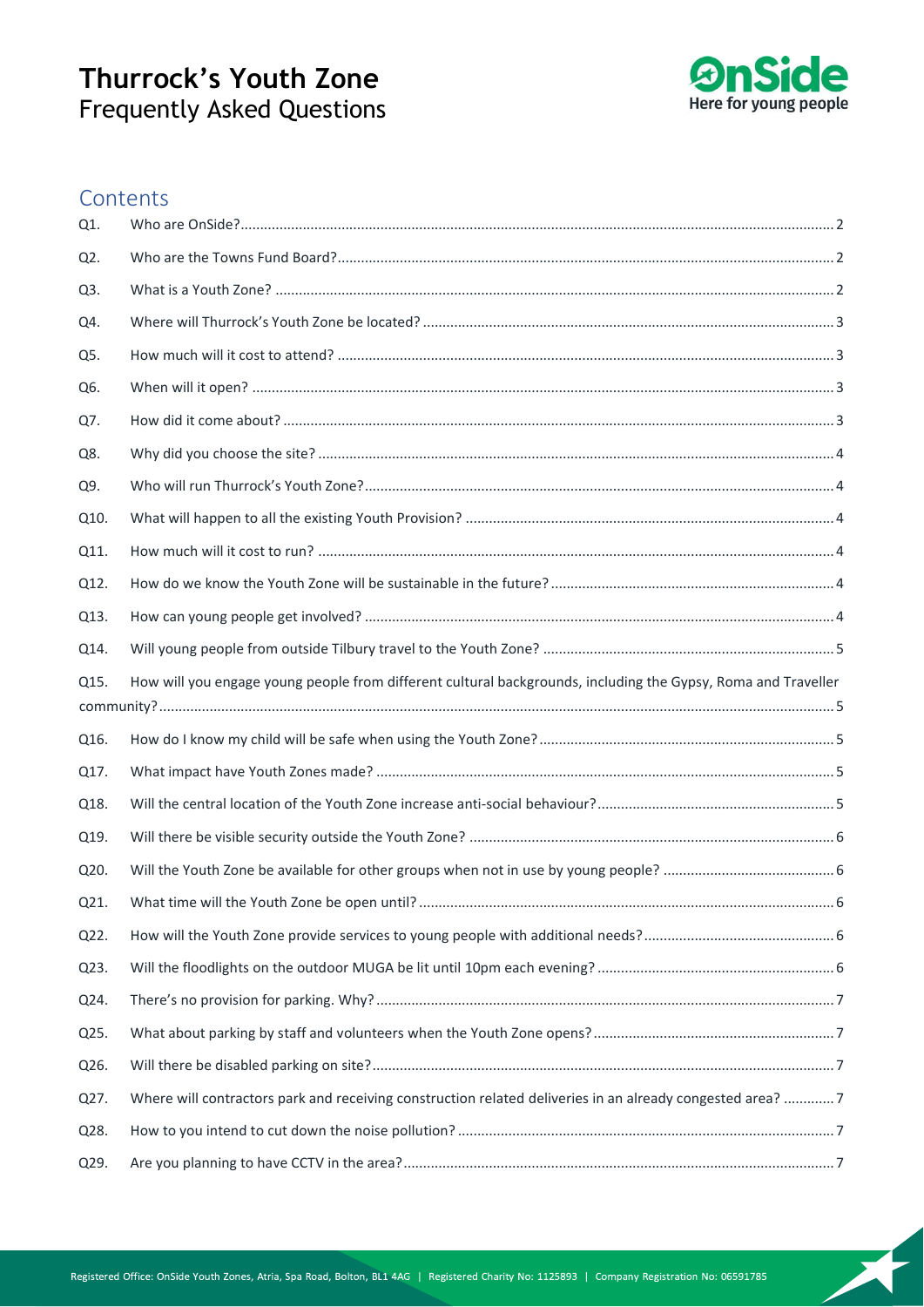# Thurrock's Youth Zone
Frequently Asked Questions

OnSide
Here for young people

## Contents

- Q1. Who are OnSide? ..... 2
- Q2. Who are the Towns Fund Board? ..... 2
- Q3. What is a Youth Zone? ..... 2
- Q4. Where will Thurrock's Youth Zone be located? ..... 3
- Q5. How much will it cost to attend? ..... 3
- Q6. When will it open? ..... 3
- Q7. How did it come about? ..... 3
- Q8. Why did you choose the site? ..... 4
- Q9. Who will run Thurrock's Youth Zone? ..... 4
- Q10. What will happen to all the existing Youth Provision? ..... 4
- Q11. How much will it cost to run? ..... 4
- Q12. How do we know the Youth Zone will be sustainable in the future? ..... 4
- Q13. How can young people get involved? ..... 4
- Q14. Will young people from outside Tilbury travel to the Youth Zone? ..... 5
- Q15. How will you engage young people from different cultural backgrounds, including the Gypsy, Roma and Traveller community? ..... 5
- Q16. How do I know my child will be safe when using the Youth Zone? ..... 5
- Q17. What impact have Youth Zones made? ..... 5
- Q18. Will the central location of the Youth Zone increase anti-social behaviour? ..... 5
- Q19. Will there be visible security outside the Youth Zone? ..... 6
- Q20. Will the Youth Zone be available for other groups when not in use by young people? ..... 6
- Q21. What time will the Youth Zone be open until? ..... 6
- Q22. How will the Youth Zone provide services to young people with additional needs? ..... 6
- Q23. Will the floodlights on the outdoor MUGA be lit until 10pm each evening? ..... 6
- Q24. There's no provision for parking. Why? ..... 7
- Q25. What about parking by staff and volunteers when the Youth Zone opens? ..... 7
- Q26. Will there be disabled parking on site? ..... 7
- Q27. Where will contractors park and receiving construction related deliveries in an already congested area? ..... 7
- Q28. How to you intend to cut down the noise pollution? ..... 7
- Q29. Are you planning to have CCTV in the area? ..... 7

Registered Office: OnSide Youth Zones, Atria, Spa Road, Bolton, BL1 4AG | Registered Charity No: 1125893 | Company Registration No: 06591785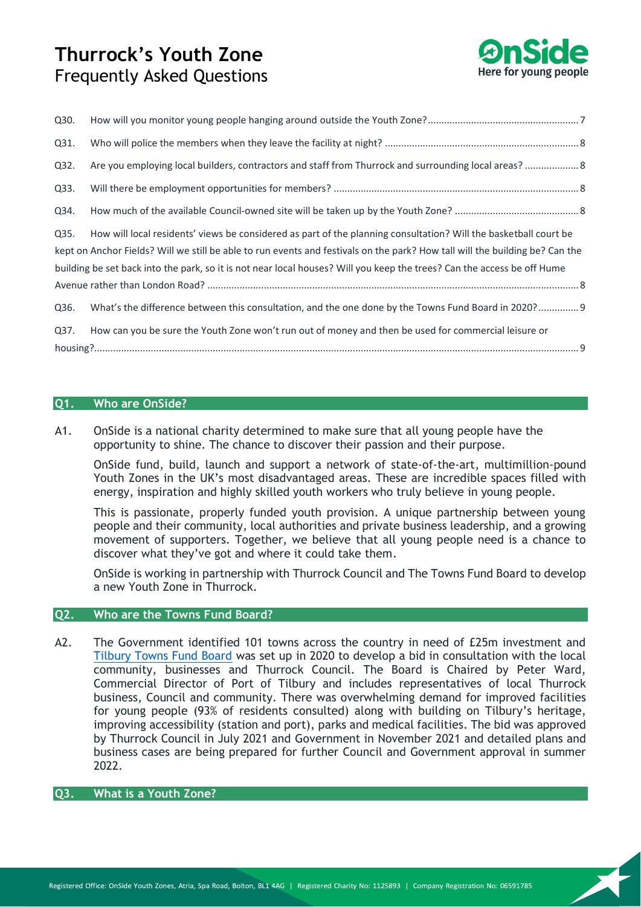Q30. How will you monitor young people hanging around outside the Youth Zone? ....... 7

Q31. Who will police the members when they leave the facility at night? ....... 8

Q32. Are you employing local builders, contractors and staff from Thurrock and surrounding local areas? ....... 8

Q33. Will there be employment opportunities for members? ....... 8

Q34. How much of the available Council-owned site will be taken up by the Youth Zone? ....... 8

Q35. How will local residents' views be considered as part of the planning consultation? Will the basketball court be kept on Anchor Fields? Will we still be able to run events and festivals on the park? How tall will the building be? Can the building be set back into the park, so it is not near local houses? Will you keep the trees? Can the access be off Hume Avenue rather than London Road? ....... 8

Q36. What's the difference between this consultation, and the one done by the Towns Fund Board in 2020? ....... 9

Q37. How can you be sure the Youth Zone won't run out of money and then be used for commercial leisure or housing? ....... 9

## Q1. Who are OnSide?

A1. OnSide is a national charity determined to make sure that all young people have the opportunity to shine. The chance to discover their passion and their purpose.

OnSide fund, build, launch and support a network of state-of-the-art, multimillion-pound Youth Zones in the UK's most disadvantaged areas. These are incredible spaces filled with energy, inspiration and highly skilled youth workers who truly believe in young people.

This is passionate, properly funded youth provision. A unique partnership between young people and their community, local authorities and private business leadership, and a growing movement of supporters. Together, we believe that all young people need is a chance to discover what they've got and where it could take them.

OnSide is working in partnership with Thurrock Council and The Towns Fund Board to develop a new Youth Zone in Thurrock.

## Q2. Who are the Towns Fund Board?

A2. The Government identified 101 towns across the country in need of £25m investment and Tilbury Towns Fund Board was set up in 2020 to develop a bid in consultation with the local community, businesses and Thurrock Council. The Board is Chaired by Peter Ward, Commercial Director of Port of Tilbury and includes representatives of local Thurrock business, Council and community. There was overwhelming demand for improved facilities for young people (93% of residents consulted) along with building on Tilbury's heritage, improving accessibility (station and port), parks and medical facilities. The bid was approved by Thurrock Council in July 2021 and Government in November 2021 and detailed plans and business cases are being prepared for further Council and Government approval in summer 2022.

## Q3. What is a Youth Zone?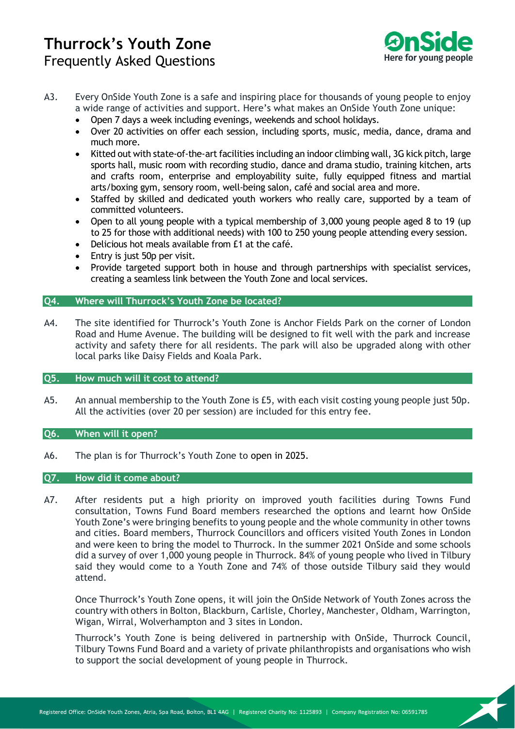A3. Every OnSide Youth Zone is a safe and inspiring place for thousands of young people to enjoy a wide range of activities and support. Here's what makes an OnSide Youth Zone unique:

- Open 7 days a week including evenings, weekends and school holidays.
- Over 20 activities on offer each session, including sports, music, media, dance, drama and much more.
- Kitted out with state-of-the-art facilities including an indoor climbing wall, 3G kick pitch, large sports hall, music room with recording studio, dance and drama studio, training kitchen, arts and crafts room, enterprise and employability suite, fully equipped fitness and martial arts/boxing gym, sensory room, well-being salon, café and social area and more.
- Staffed by skilled and dedicated youth workers who really care, supported by a team of committed volunteers.
- Open to all young people with a typical membership of 3,000 young people aged 8 to 19 (up to 25 for those with additional needs) with 100 to 250 young people attending every session.
- Delicious hot meals available from £1 at the café.
- Entry is just 50p per visit.
- Provide targeted support both in house and through partnerships with specialist services, creating a seamless link between the Youth Zone and local services.

## Q4. Where will Thurrock's Youth Zone be located?

A4. The site identified for Thurrock's Youth Zone is Anchor Fields Park on the corner of London Road and Hume Avenue. The building will be designed to fit well with the park and increase activity and safety there for all residents. The park will also be upgraded along with other local parks like Daisy Fields and Koala Park.

## Q5. How much will it cost to attend?

A5. An annual membership to the Youth Zone is £5, with each visit costing young people just 50p. All the activities (over 20 per session) are included for this entry fee.

## Q6. When will it open?

A6. The plan is for Thurrock's Youth Zone to open in 2025.

## Q7. How did it come about?

A7. After residents put a high priority on improved youth facilities during Towns Fund consultation, Towns Fund Board members researched the options and learnt how OnSide Youth Zone's were bringing benefits to young people and the whole community in other towns and cities. Board members, Thurrock Councillors and officers visited Youth Zones in London and were keen to bring the model to Thurrock. In the summer 2021 OnSide and some schools did a survey of over 1,000 young people in Thurrock. 84% of young people who lived in Tilbury said they would come to a Youth Zone and 74% of those outside Tilbury said they would attend.

Once Thurrock's Youth Zone opens, it will join the OnSide Network of Youth Zones across the country with others in Bolton, Blackburn, Carlisle, Chorley, Manchester, Oldham, Warrington, Wigan, Wirral, Wolverhampton and 3 sites in London.

Thurrock's Youth Zone is being delivered in partnership with OnSide, Thurrock Council, Tilbury Towns Fund Board and a variety of private philanthropists and organisations who wish to support the social development of young people in Thurrock.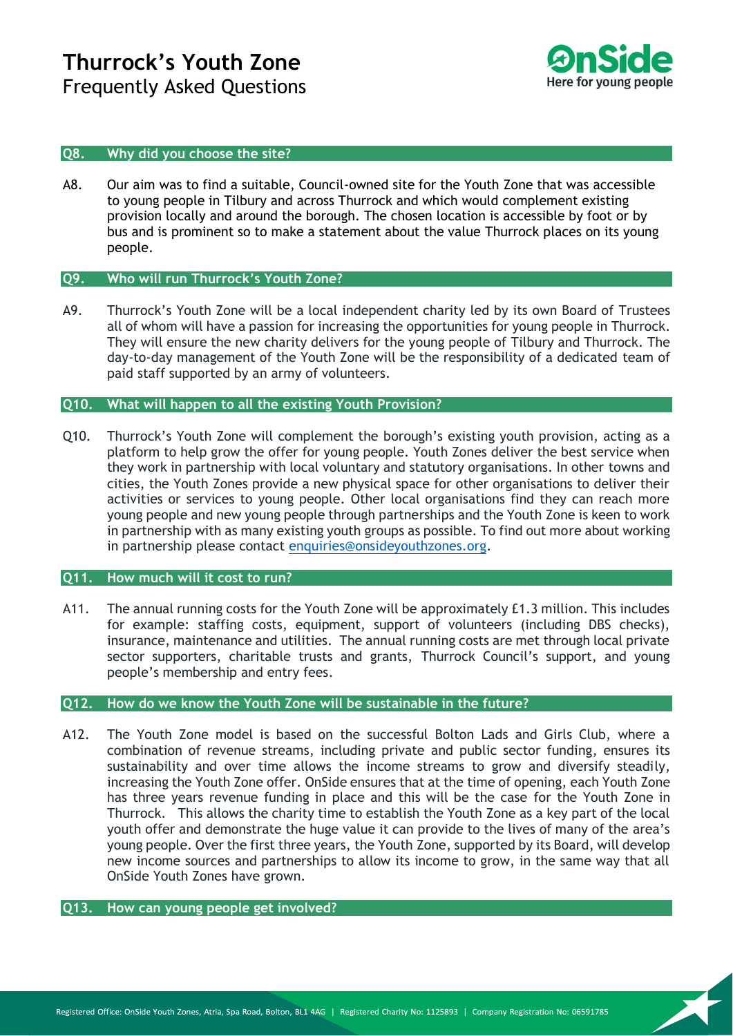### Q8. Why did you choose the site?

A8. Our aim was to find a suitable, Council-owned site for the Youth Zone that was accessible to young people in Tilbury and across Thurrock and which would complement existing provision locally and around the borough. The chosen location is accessible by foot or by bus and is prominent so to make a statement about the value Thurrock places on its young people.

### Q9. Who will run Thurrock's Youth Zone?

A9. Thurrock's Youth Zone will be a local independent charity led by its own Board of Trustees all of whom will have a passion for increasing the opportunities for young people in Thurrock. They will ensure the new charity delivers for the young people of Tilbury and Thurrock. The day-to-day management of the Youth Zone will be the responsibility of a dedicated team of paid staff supported by an army of volunteers.

### Q10. What will happen to all the existing Youth Provision?

Q10. Thurrock's Youth Zone will complement the borough's existing youth provision, acting as a platform to help grow the offer for young people. Youth Zones deliver the best service when they work in partnership with local voluntary and statutory organisations. In other towns and cities, the Youth Zones provide a new physical space for other organisations to deliver their activities or services to young people. Other local organisations find they can reach more young people and new young people through partnerships and the Youth Zone is keen to work in partnership with as many existing youth groups as possible. To find out more about working in partnership please contact enquiries@onsideyouthzones.org.

### Q11. How much will it cost to run?

A11. The annual running costs for the Youth Zone will be approximately £1.3 million. This includes for example: staffing costs, equipment, support of volunteers (including DBS checks), insurance, maintenance and utilities. The annual running costs are met through local private sector supporters, charitable trusts and grants, Thurrock Council's support, and young people's membership and entry fees.

### Q12. How do we know the Youth Zone will be sustainable in the future?

A12. The Youth Zone model is based on the successful Bolton Lads and Girls Club, where a combination of revenue streams, including private and public sector funding, ensures its sustainability and over time allows the income streams to grow and diversify steadily, increasing the Youth Zone offer. OnSide ensures that at the time of opening, each Youth Zone has three years revenue funding in place and this will be the case for the Youth Zone in Thurrock. This allows the charity time to establish the Youth Zone as a key part of the local youth offer and demonstrate the huge value it can provide to the lives of many of the area's young people. Over the first three years, the Youth Zone, supported by its Board, will develop new income sources and partnerships to allow its income to grow, in the same way that all OnSide Youth Zones have grown.

### Q13. How can young people get involved?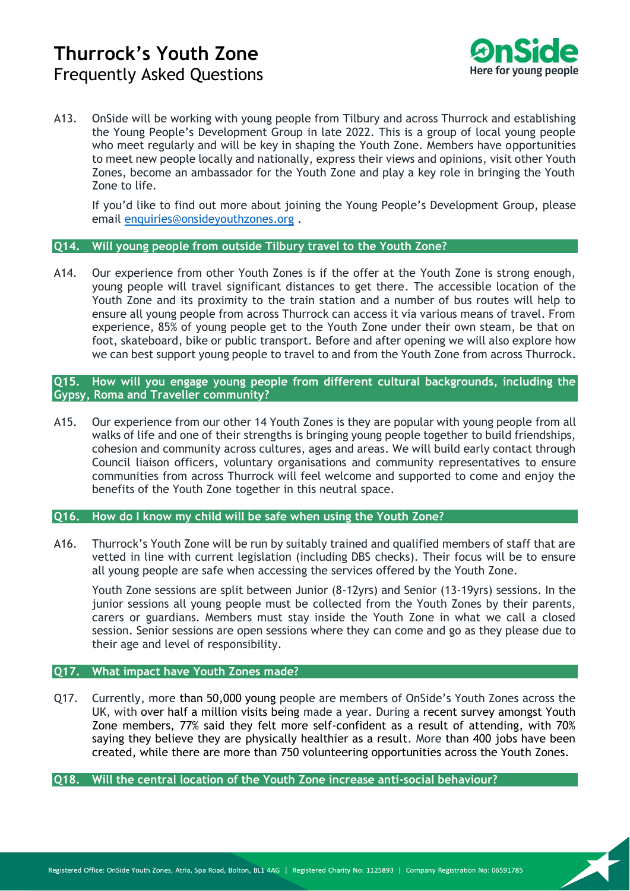A13. OnSide will be working with young people from Tilbury and across Thurrock and establishing the Young People's Development Group in late 2022. This is a group of local young people who meet regularly and will be key in shaping the Youth Zone. Members have opportunities to meet new people locally and nationally, express their views and opinions, visit other Youth Zones, become an ambassador for the Youth Zone and play a key role in bringing the Youth Zone to life.

If you'd like to find out more about joining the Young People's Development Group, please email [enquiries@onsideyouthzones.org](mailto:enquiries@onsideyouthzones.org) .

### Q14. Will young people from outside Tilbury travel to the Youth Zone?

A14. Our experience from other Youth Zones is if the offer at the Youth Zone is strong enough, young people will travel significant distances to get there. The accessible location of the Youth Zone and its proximity to the train station and a number of bus routes will help to ensure all young people from across Thurrock can access it via various means of travel. From experience, 85% of young people get to the Youth Zone under their own steam, be that on foot, skateboard, bike or public transport. Before and after opening we will also explore how we can best support young people to travel to and from the Youth Zone from across Thurrock.

### Q15. How will you engage young people from different cultural backgrounds, including the Gypsy, Roma and Traveller community?

A15. Our experience from our other 14 Youth Zones is they are popular with young people from all walks of life and one of their strengths is bringing young people together to build friendships, cohesion and community across cultures, ages and areas. We will build early contact through Council liaison officers, voluntary organisations and community representatives to ensure communities from across Thurrock will feel welcome and supported to come and enjoy the benefits of the Youth Zone together in this neutral space.

### Q16. How do I know my child will be safe when using the Youth Zone?

A16. Thurrock's Youth Zone will be run by suitably trained and qualified members of staff that are vetted in line with current legislation (including DBS checks). Their focus will be to ensure all young people are safe when accessing the services offered by the Youth Zone.

Youth Zone sessions are split between Junior (8-12yrs) and Senior (13-19yrs) sessions. In the junior sessions all young people must be collected from the Youth Zones by their parents, carers or guardians. Members must stay inside the Youth Zone in what we call a closed session. Senior sessions are open sessions where they can come and go as they please due to their age and level of responsibility.

### Q17. What impact have Youth Zones made?

Q17. Currently, more than 50,000 young people are members of OnSide's Youth Zones across the UK, with over half a million visits being made a year. During a recent survey amongst Youth Zone members, 77% said they felt more self-confident as a result of attending, with 70% saying they believe they are physically healthier as a result. More than 400 jobs have been created, while there are more than 750 volunteering opportunities across the Youth Zones.

### Q18. Will the central location of the Youth Zone increase anti-social behaviour?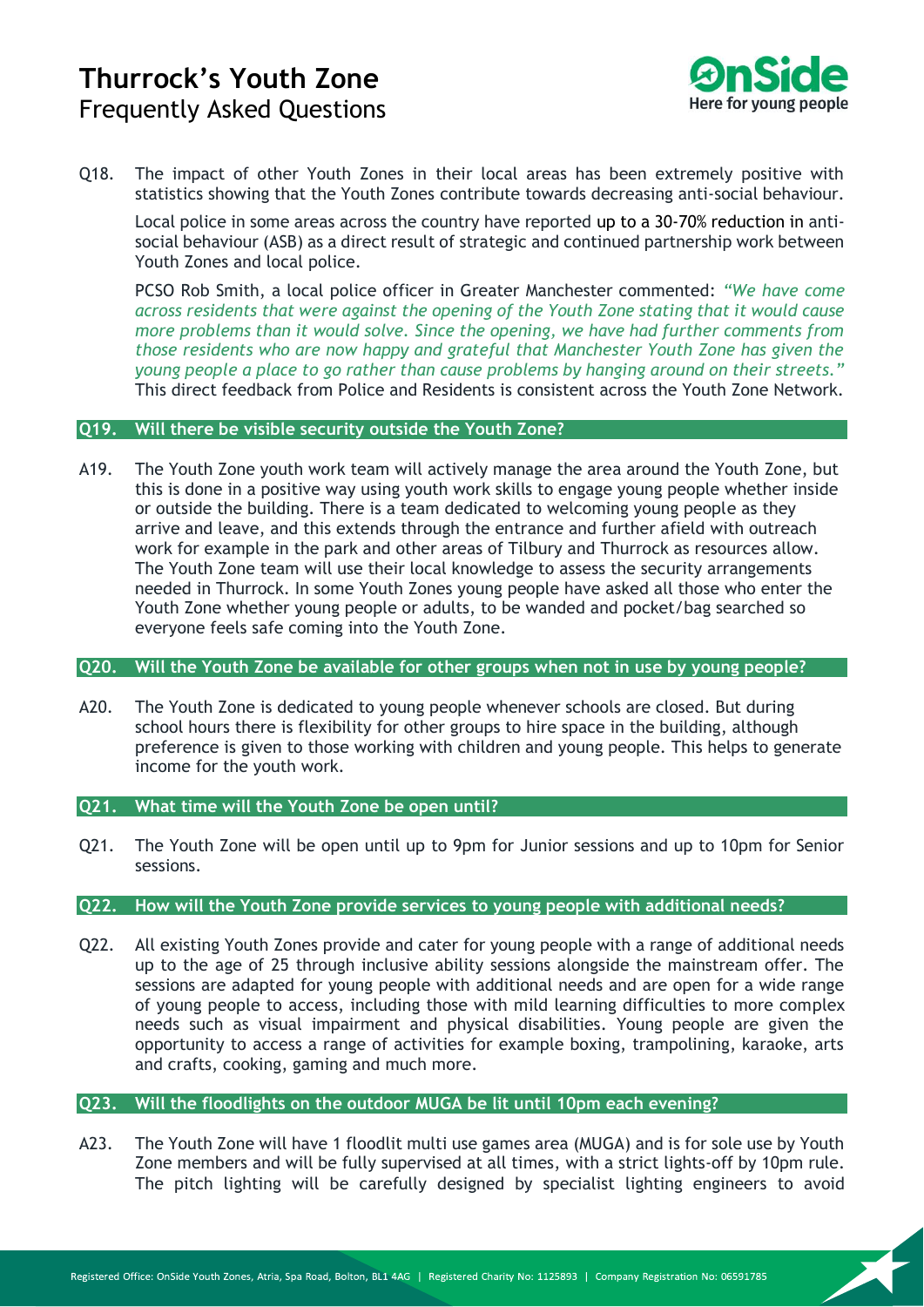Q18. The impact of other Youth Zones in their local areas has been extremely positive with statistics showing that the Youth Zones contribute towards decreasing anti-social behaviour.

Local police in some areas across the country have reported up to a 30-70% reduction in anti-social behaviour (ASB) as a direct result of strategic and continued partnership work between Youth Zones and local police.

PCSO Rob Smith, a local police officer in Greater Manchester commented: *"We have come across residents that were against the opening of the Youth Zone stating that it would cause more problems than it would solve. Since the opening, we have had further comments from those residents who are now happy and grateful that Manchester Youth Zone has given the young people a place to go rather than cause problems by hanging around on their streets."* This direct feedback from Police and Residents is consistent across the Youth Zone Network.

### Q19. Will there be visible security outside the Youth Zone?

A19. The Youth Zone youth work team will actively manage the area around the Youth Zone, but this is done in a positive way using youth work skills to engage young people whether inside or outside the building. There is a team dedicated to welcoming young people as they arrive and leave, and this extends through the entrance and further afield with outreach work for example in the park and other areas of Tilbury and Thurrock as resources allow. The Youth Zone team will use their local knowledge to assess the security arrangements needed in Thurrock. In some Youth Zones young people have asked all those who enter the Youth Zone whether young people or adults, to be wanded and pocket/bag searched so everyone feels safe coming into the Youth Zone.

### Q20. Will the Youth Zone be available for other groups when not in use by young people?

A20. The Youth Zone is dedicated to young people whenever schools are closed. But during school hours there is flexibility for other groups to hire space in the building, although preference is given to those working with children and young people. This helps to generate income for the youth work.

### Q21. What time will the Youth Zone be open until?

Q21. The Youth Zone will be open until up to 9pm for Junior sessions and up to 10pm for Senior sessions.

### Q22. How will the Youth Zone provide services to young people with additional needs?

Q22. All existing Youth Zones provide and cater for young people with a range of additional needs up to the age of 25 through inclusive ability sessions alongside the mainstream offer. The sessions are adapted for young people with additional needs and are open for a wide range of young people to access, including those with mild learning difficulties to more complex needs such as visual impairment and physical disabilities. Young people are given the opportunity to access a range of activities for example boxing, trampolining, karaoke, arts and crafts, cooking, gaming and much more.

### Q23. Will the floodlights on the outdoor MUGA be lit until 10pm each evening?

A23. The Youth Zone will have 1 floodlit multi use games area (MUGA) and is for sole use by Youth Zone members and will be fully supervised at all times, with a strict lights-off by 10pm rule. The pitch lighting will be carefully designed by specialist lighting engineers to avoid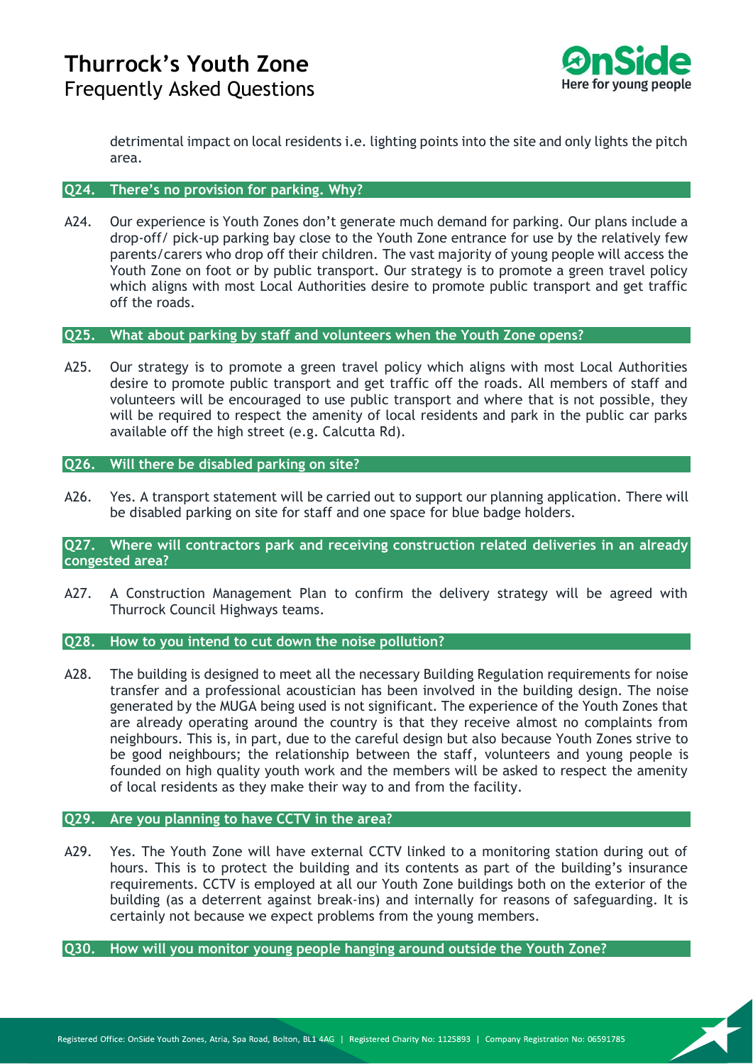detrimental impact on local residents i.e. lighting points into the site and only lights the pitch area.

### Q24. There's no provision for parking. Why?

A24. Our experience is Youth Zones don't generate much demand for parking. Our plans include a drop-off/ pick-up parking bay close to the Youth Zone entrance for use by the relatively few parents/carers who drop off their children. The vast majority of young people will access the Youth Zone on foot or by public transport. Our strategy is to promote a green travel policy which aligns with most Local Authorities desire to promote public transport and get traffic off the roads.

### Q25. What about parking by staff and volunteers when the Youth Zone opens?

A25. Our strategy is to promote a green travel policy which aligns with most Local Authorities desire to promote public transport and get traffic off the roads. All members of staff and volunteers will be encouraged to use public transport and where that is not possible, they will be required to respect the amenity of local residents and park in the public car parks available off the high street (e.g. Calcutta Rd).

### Q26. Will there be disabled parking on site?

A26. Yes. A transport statement will be carried out to support our planning application. There will be disabled parking on site for staff and one space for blue badge holders.

### Q27. Where will contractors park and receiving construction related deliveries in an already congested area?

A27. A Construction Management Plan to confirm the delivery strategy will be agreed with Thurrock Council Highways teams.

### Q28. How to you intend to cut down the noise pollution?

A28. The building is designed to meet all the necessary Building Regulation requirements for noise transfer and a professional acoustician has been involved in the building design. The noise generated by the MUGA being used is not significant. The experience of the Youth Zones that are already operating around the country is that they receive almost no complaints from neighbours. This is, in part, due to the careful design but also because Youth Zones strive to be good neighbours; the relationship between the staff, volunteers and young people is founded on high quality youth work and the members will be asked to respect the amenity of local residents as they make their way to and from the facility.

### Q29. Are you planning to have CCTV in the area?

A29. Yes. The Youth Zone will have external CCTV linked to a monitoring station during out of hours. This is to protect the building and its contents as part of the building's insurance requirements. CCTV is employed at all our Youth Zone buildings both on the exterior of the building (as a deterrent against break-ins) and internally for reasons of safeguarding. It is certainly not because we expect problems from the young members.

### Q30. How will you monitor young people hanging around outside the Youth Zone?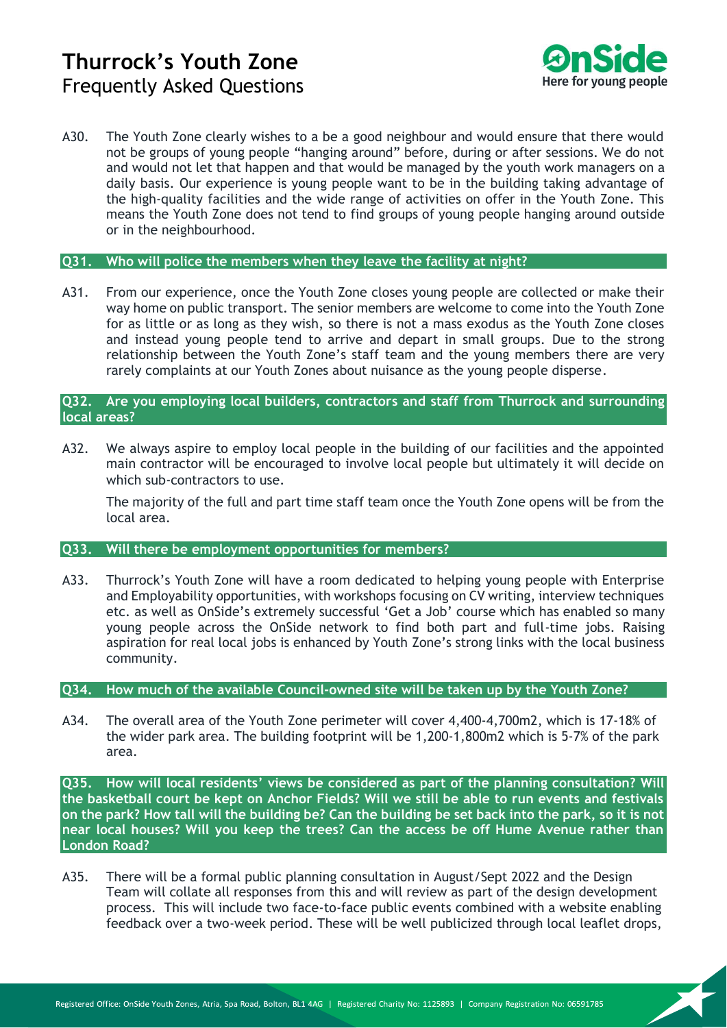A30. The Youth Zone clearly wishes to a be a good neighbour and would ensure that there would not be groups of young people "hanging around" before, during or after sessions. We do not and would not let that happen and that would be managed by the youth work managers on a daily basis. Our experience is young people want to be in the building taking advantage of the high-quality facilities and the wide range of activities on offer in the Youth Zone. This means the Youth Zone does not tend to find groups of young people hanging around outside or in the neighbourhood.

**Q31. Who will police the members when they leave the facility at night?**

A31. From our experience, once the Youth Zone closes young people are collected or make their way home on public transport. The senior members are welcome to come into the Youth Zone for as little or as long as they wish, so there is not a mass exodus as the Youth Zone closes and instead young people tend to arrive and depart in small groups. Due to the strong relationship between the Youth Zone's staff team and the young members there are very rarely complaints at our Youth Zones about nuisance as the young people disperse.

**Q32. Are you employing local builders, contractors and staff from Thurrock and surrounding local areas?**

A32. We always aspire to employ local people in the building of our facilities and the appointed main contractor will be encouraged to involve local people but ultimately it will decide on which sub-contractors to use.

The majority of the full and part time staff team once the Youth Zone opens will be from the local area.

**Q33. Will there be employment opportunities for members?**

A33. Thurrock's Youth Zone will have a room dedicated to helping young people with Enterprise and Employability opportunities, with workshops focusing on CV writing, interview techniques etc. as well as OnSide's extremely successful 'Get a Job' course which has enabled so many young people across the OnSide network to find both part and full-time jobs. Raising aspiration for real local jobs is enhanced by Youth Zone's strong links with the local business community.

**Q34. How much of the available Council-owned site will be taken up by the Youth Zone?**

A34. The overall area of the Youth Zone perimeter will cover 4,400-4,700m2, which is 17-18% of the wider park area. The building footprint will be 1,200-1,800m2 which is 5-7% of the park area.

**Q35. How will local residents' views be considered as part of the planning consultation? Will the basketball court be kept on Anchor Fields? Will we still be able to run events and festivals on the park? How tall will the building be? Can the building be set back into the park, so it is not near local houses? Will you keep the trees? Can the access be off Hume Avenue rather than London Road?**

A35. There will be a formal public planning consultation in August/Sept 2022 and the Design Team will collate all responses from this and will review as part of the design development process. This will include two face-to-face public events combined with a website enabling feedback over a two-week period. These will be well publicized through local leaflet drops,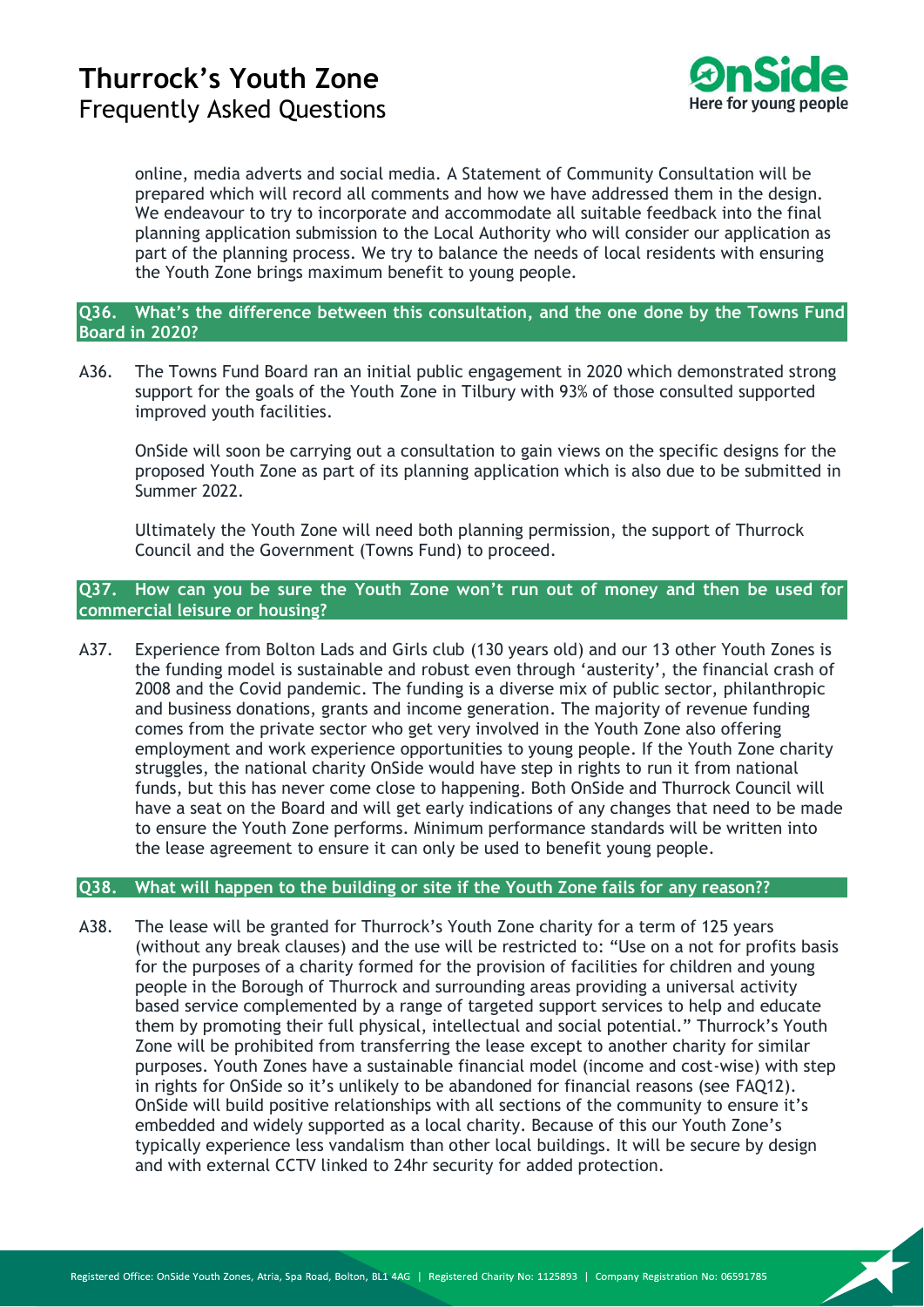online, media adverts and social media. A Statement of Community Consultation will be prepared which will record all comments and how we have addressed them in the design. We endeavour to try to incorporate and accommodate all suitable feedback into the final planning application submission to the Local Authority who will consider our application as part of the planning process. We try to balance the needs of local residents with ensuring the Youth Zone brings maximum benefit to young people.

### Q36. What's the difference between this consultation, and the one done by the Towns Fund Board in 2020?

A36. The Towns Fund Board ran an initial public engagement in 2020 which demonstrated strong support for the goals of the Youth Zone in Tilbury with 93% of those consulted supported improved youth facilities.

OnSide will soon be carrying out a consultation to gain views on the specific designs for the proposed Youth Zone as part of its planning application which is also due to be submitted in Summer 2022.

Ultimately the Youth Zone will need both planning permission, the support of Thurrock Council and the Government (Towns Fund) to proceed.

### Q37. How can you be sure the Youth Zone won't run out of money and then be used for commercial leisure or housing?

A37. Experience from Bolton Lads and Girls club (130 years old) and our 13 other Youth Zones is the funding model is sustainable and robust even through 'austerity', the financial crash of 2008 and the Covid pandemic. The funding is a diverse mix of public sector, philanthropic and business donations, grants and income generation. The majority of revenue funding comes from the private sector who get very involved in the Youth Zone also offering employment and work experience opportunities to young people. If the Youth Zone charity struggles, the national charity OnSide would have step in rights to run it from national funds, but this has never come close to happening. Both OnSide and Thurrock Council will have a seat on the Board and will get early indications of any changes that need to be made to ensure the Youth Zone performs. Minimum performance standards will be written into the lease agreement to ensure it can only be used to benefit young people.

### Q38. What will happen to the building or site if the Youth Zone fails for any reason??

A38. The lease will be granted for Thurrock's Youth Zone charity for a term of 125 years (without any break clauses) and the use will be restricted to: "Use on a not for profits basis for the purposes of a charity formed for the provision of facilities for children and young people in the Borough of Thurrock and surrounding areas providing a universal activity based service complemented by a range of targeted support services to help and educate them by promoting their full physical, intellectual and social potential." Thurrock's Youth Zone will be prohibited from transferring the lease except to another charity for similar purposes. Youth Zones have a sustainable financial model (income and cost-wise) with step in rights for OnSide so it's unlikely to be abandoned for financial reasons (see FAQ12). OnSide will build positive relationships with all sections of the community to ensure it's embedded and widely supported as a local charity. Because of this our Youth Zone's typically experience less vandalism than other local buildings. It will be secure by design and with external CCTV linked to 24hr security for added protection.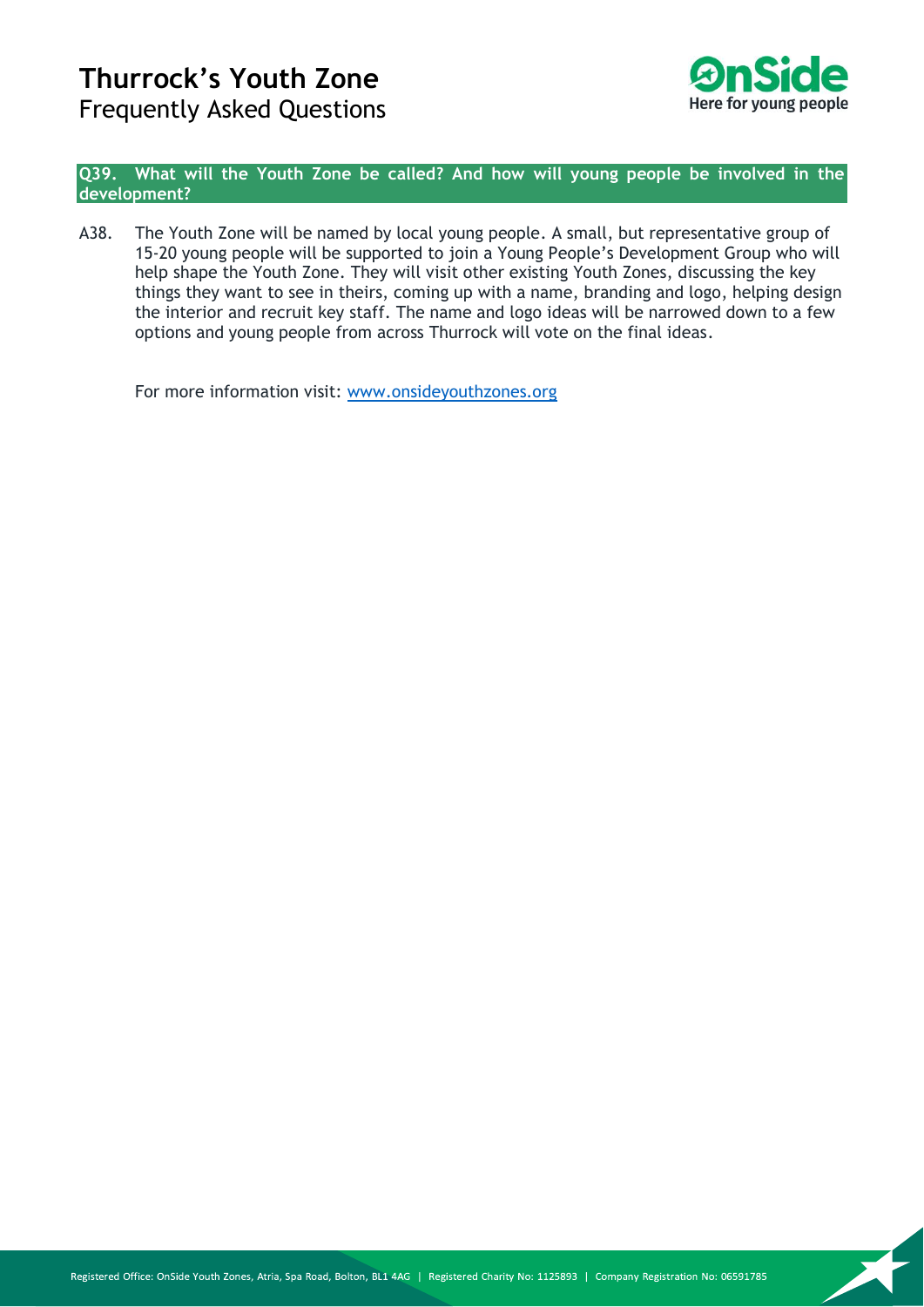**Q39. What will the Youth Zone be called? And how will young people be involved in the development?**

A38. The Youth Zone will be named by local young people. A small, but representative group of 15-20 young people will be supported to join a Young People's Development Group who will help shape the Youth Zone. They will visit other existing Youth Zones, discussing the key things they want to see in theirs, coming up with a name, branding and logo, helping design the interior and recruit key staff. The name and logo ideas will be narrowed down to a few options and young people from across Thurrock will vote on the final ideas.

For more information visit: [www.onsideyouthzones.org](http://www.onsideyouthzones.org)